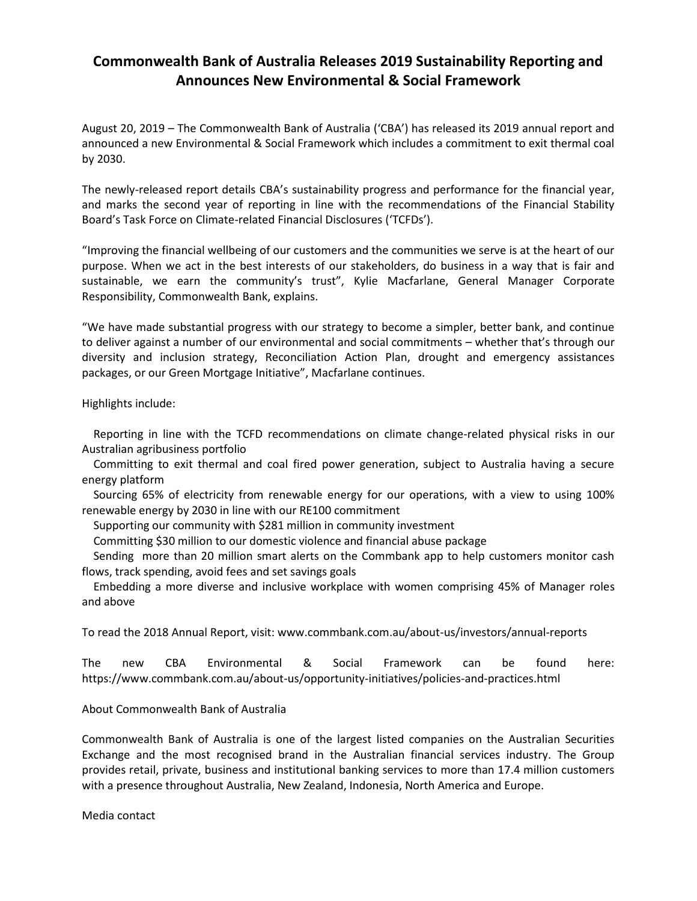# Commonwealth Bank of Australia Releases 2019 Sustainability Reporting and Announces New Environmental & Social Framework

August 20, 2019 – The Commonwealth Bank of Australia ('CBA') has released its 2019 annual report and announced a new Environmental & Social Framework which includes a commitment to exit thermal coal by 2030.

The newly-released report details CBA's sustainability progress and performance for the financial year, and marks the second year of reporting in line with the recommendations of the Financial Stability Board's Task Force on Climate-related Financial Disclosures ('TCFDs').

"Improving the financial wellbeing of our customers and the communities we serve is at the heart of our purpose. When we act in the best interests of our stakeholders, do business in a way that is fair and sustainable, we earn the community's trust", Kylie Macfarlane, General Manager Corporate Responsibility, Commonwealth Bank, explains.

"We have made substantial progress with our strategy to become a simpler, better bank, and continue to deliver against a number of our environmental and social commitments – whether that's through our diversity and inclusion strategy, Reconciliation Action Plan, drought and emergency assistances packages, or our Green Mortgage Initiative", Macfarlane continues.

Highlights include:

- Reporting in line with the TCFD recommendations on climate change-related physical risks in our Australian agribusiness portfolio
- Committing to exit thermal and coal fired power generation, subject to Australia having a secure energy platform
- Sourcing 65% of electricity from renewable energy for our operations, with a view to using 100% renewable energy by 2030 in line with our RE100 commitment
- Supporting our community with $281 million in community investment
- Committing $30 million to our domestic violence and financial abuse package
- Sending more than 20 million smart alerts on the Commbank app to help customers monitor cash flows, track spending, avoid fees and set savings goals
- Embedding a more diverse and inclusive workplace with women comprising 45% of Manager roles and above

To read the 2018 Annual Report, visit: www.commbank.com.au/about-us/investors/annual-reports

The new CBA Environmental & Social Framework can be found here: https://www.commbank.com.au/about-us/opportunity-initiatives/policies-and-practices.html

About Commonwealth Bank of Australia

Commonwealth Bank of Australia is one of the largest listed companies on the Australian Securities Exchange and the most recognised brand in the Australian financial services industry. The Group provides retail, private, business and institutional banking services to more than 17.4 million customers with a presence throughout Australia, New Zealand, Indonesia, North America and Europe.

Media contact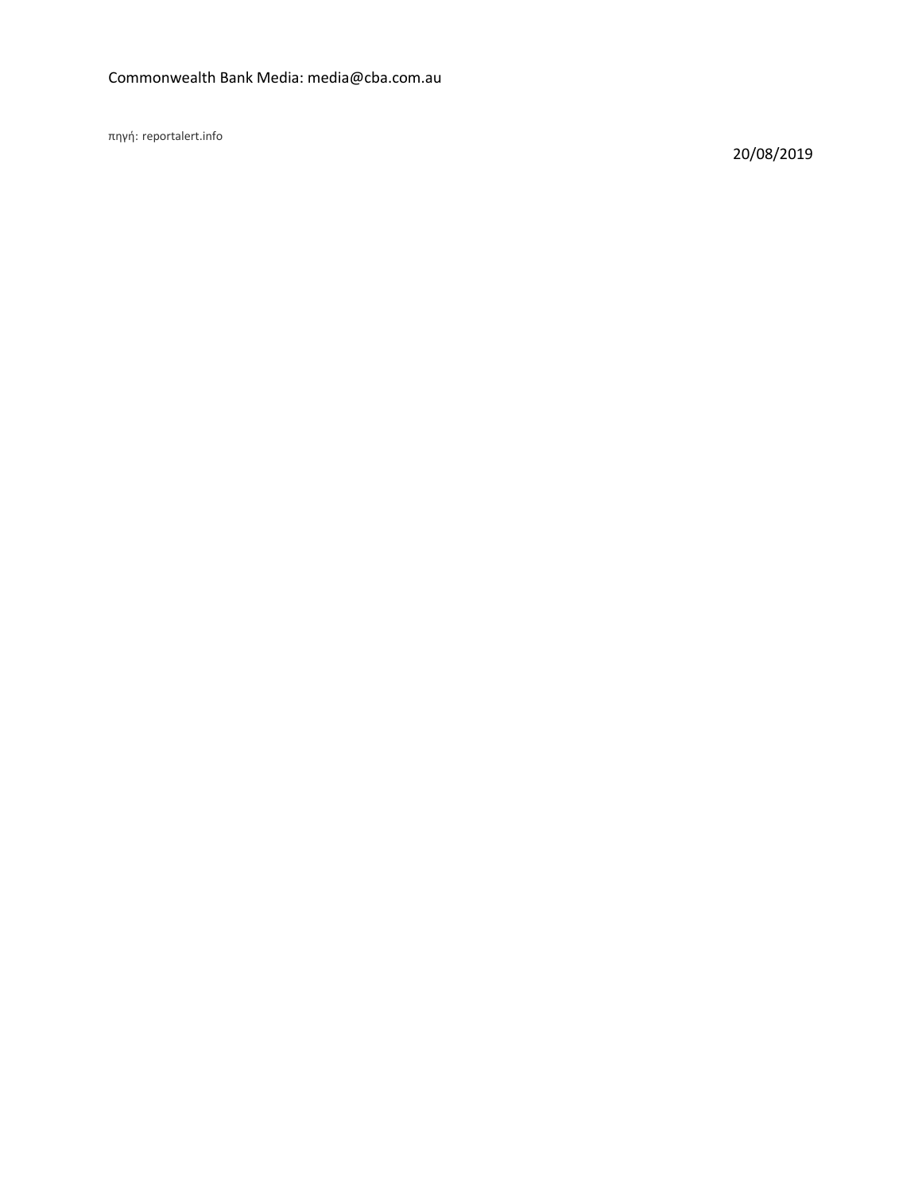Commonwealth Bank Media: media@cba.com.au

πηγή: reportalert.info

20/08/2019